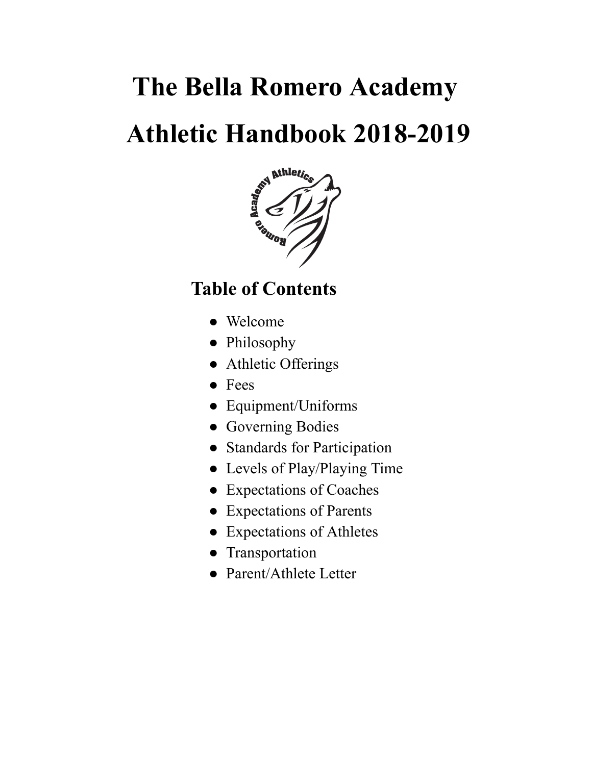# The Bella Romero Academy

# Athletic Handbook 2018-2019

## Table of Contents

- Welcome
- Philosophy
- Athletic Offerings
- Fees
- Equipment/Uniforms
- Governing Bodies
- Standards for Participation
- Levels of Play/Playing Time
- Expectations of Coaches
- Expectations of Parents
- Expectations of Athletes
- Transportation
- Parent/Athlete Letter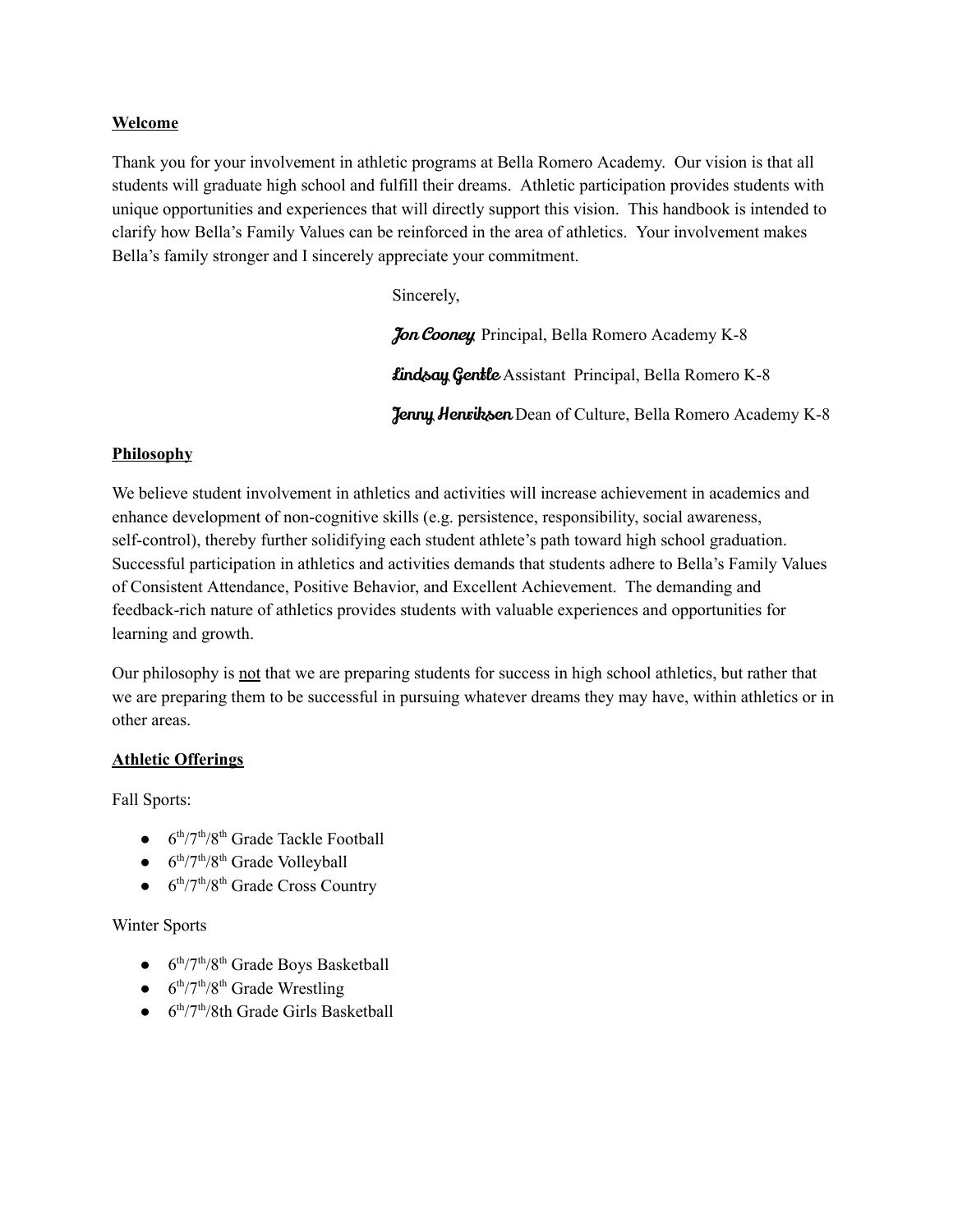## Welcome

Thank you for your involvement in athletic programs at Bella Romero Academy. Our vision is that all students will graduate high school and fulfill their dreams. Athletic participation provides students with unique opportunities and experiences that will directly support this vision. This handbook is intended to clarify how Bella's Family Values can be reinforced in the area of athletics. Your involvement makes Bella's family stronger and I sincerely appreciate your commitment.

Sincerely,

*Jon Cooney* Principal, Bella Romero Academy K-8

*Lindsay Gentle* Assistant Principal, Bella Romero K-8

*Jenny Henriksen* Dean of Culture, Bella Romero Academy K-8

## Philosophy

We believe student involvement in athletics and activities will increase achievement in academics and enhance development of non-cognitive skills (e.g. persistence, responsibility, social awareness, self-control), thereby further solidifying each student athlete's path toward high school graduation. Successful participation in athletics and activities demands that students adhere to Bella's Family Values of Consistent Attendance, Positive Behavior, and Excellent Achievement. The demanding and feedback-rich nature of athletics provides students with valuable experiences and opportunities for learning and growth.

Our philosophy is <u>not</u> that we are preparing students for success in high school athletics, but rather that we are preparing them to be successful in pursuing whatever dreams they may have, within athletics or in other areas.

## Athletic Offerings

Fall Sports:

- 6th/7th/8th Grade Tackle Football
- 6th/7th/8th Grade Volleyball
- 6th/7th/8th Grade Cross Country

Winter Sports

- 6th/7th/8th Grade Boys Basketball
- 6th/7th/8th Grade Wrestling
- 6th/7th/8th Grade Girls Basketball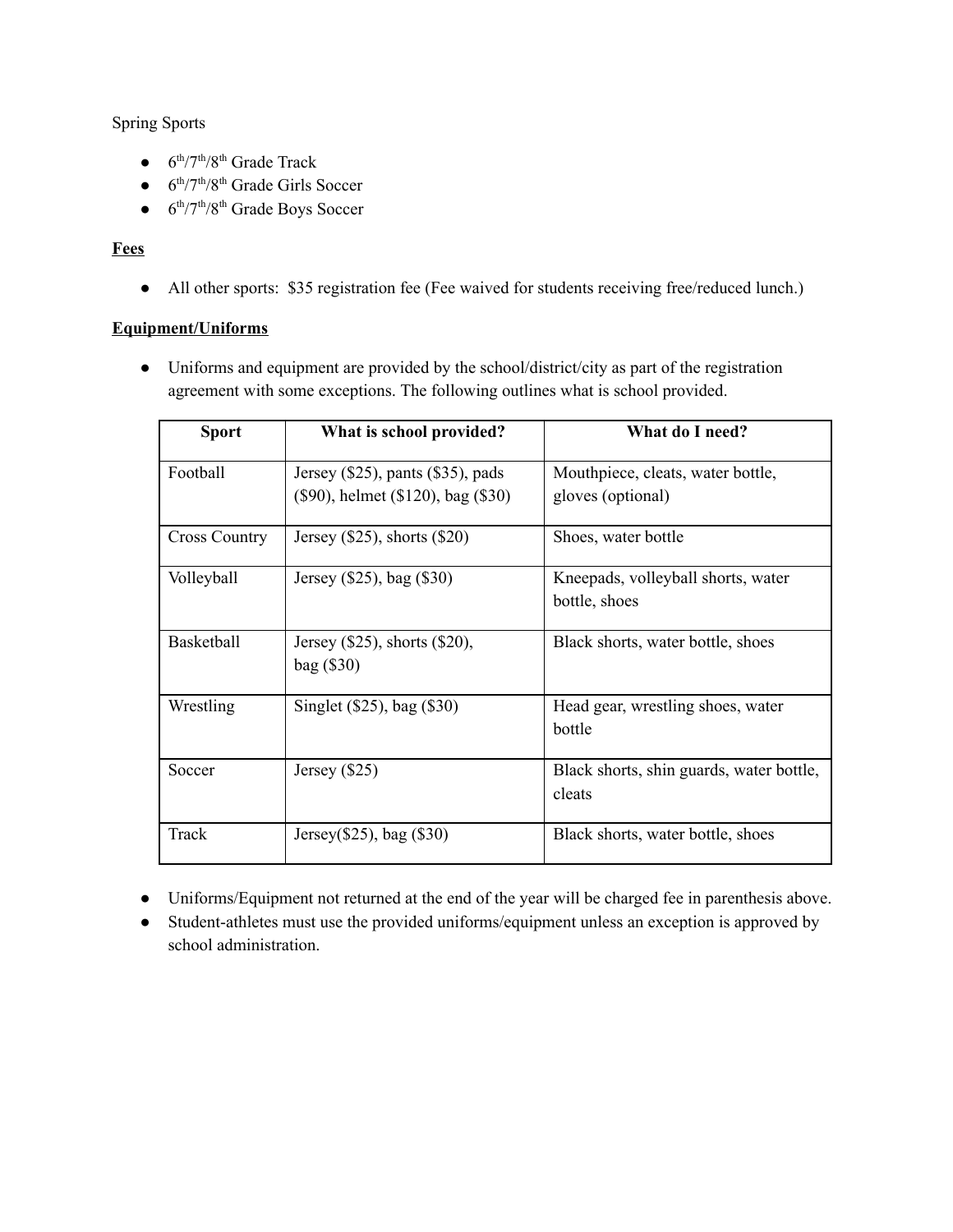Spring Sports

- 6th/7th/8th Grade Track
- 6th/7th/8th Grade Girls Soccer
- 6th/7th/8th Grade Boys Soccer

**Fees**

- All other sports:  $35 registration fee (Fee waived for students receiving free/reduced lunch.)

**Equipment/Uniforms**

- Uniforms and equipment are provided by the school/district/city as part of the registration agreement with some exceptions. The following outlines what is school provided.

| Sport | What is school provided? | What do I need? |
|---|---|---|
| Football | Jersey ($25), pants ($35), pads ($90), helmet ($120), bag ($30) | Mouthpiece, cleats, water bottle, gloves (optional) |
| Cross Country | Jersey ($25), shorts ($20) | Shoes, water bottle |
| Volleyball | Jersey ($25), bag ($30) | Kneepads, volleyball shorts, water bottle, shoes |
| Basketball | Jersey ($25), shorts ($20), bag ($30) | Black shorts, water bottle, shoes |
| Wrestling | Singlet ($25), bag ($30) | Head gear, wrestling shoes, water bottle |
| Soccer | Jersey ($25) | Black shorts, shin guards, water bottle, cleats |
| Track | Jersey($25), bag ($30) | Black shorts, water bottle, shoes |

- Uniforms/Equipment not returned at the end of the year will be charged fee in parenthesis above.
- Student-athletes must use the provided uniforms/equipment unless an exception is approved by school administration.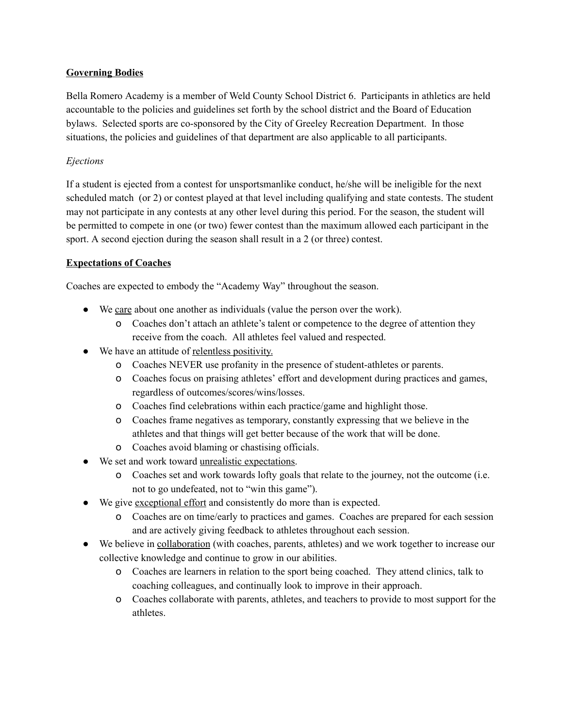**<u>Governing Bodies</u>**

Bella Romero Academy is a member of Weld County School District 6. Participants in athletics are held accountable to the policies and guidelines set forth by the school district and the Board of Education bylaws. Selected sports are co-sponsored by the City of Greeley Recreation Department. In those situations, the policies and guidelines of that department are also applicable to all participants.

*Ejections*

If a student is ejected from a contest for unsportsmanlike conduct, he/she will be ineligible for the next scheduled match (or 2) or contest played at that level including qualifying and state contests. The student may not participate in any contests at any other level during this period. For the season, the student will be permitted to compete in one (or two) fewer contest than the maximum allowed each participant in the sport. A second ejection during the season shall result in a 2 (or three) contest.

**<u>Expectations of Coaches</u>**

Coaches are expected to embody the "Academy Way" throughout the season.

- We <u>care</u> about one another as individuals (value the person over the work).
  - Coaches don't attach an athlete's talent or competence to the degree of attention they receive from the coach. All athletes feel valued and respected.
- We have an attitude of <u>relentless positivity.</u>
  - Coaches NEVER use profanity in the presence of student-athletes or parents.
  - Coaches focus on praising athletes' effort and development during practices and games, regardless of outcomes/scores/wins/losses.
  - Coaches find celebrations within each practice/game and highlight those.
  - Coaches frame negatives as temporary, constantly expressing that we believe in the athletes and that things will get better because of the work that will be done.
  - Coaches avoid blaming or chastising officials.
- We set and work toward <u>unrealistic expectations</u>.
  - Coaches set and work towards lofty goals that relate to the journey, not the outcome (i.e. not to go undefeated, not to "win this game").
- We give <u>exceptional effort</u> and consistently do more than is expected.
  - Coaches are on time/early to practices and games. Coaches are prepared for each session and are actively giving feedback to athletes throughout each session.
- We believe in <u>collaboration</u> (with coaches, parents, athletes) and we work together to increase our collective knowledge and continue to grow in our abilities.
  - Coaches are learners in relation to the sport being coached. They attend clinics, talk to coaching colleagues, and continually look to improve in their approach.
  - Coaches collaborate with parents, athletes, and teachers to provide to most support for the athletes.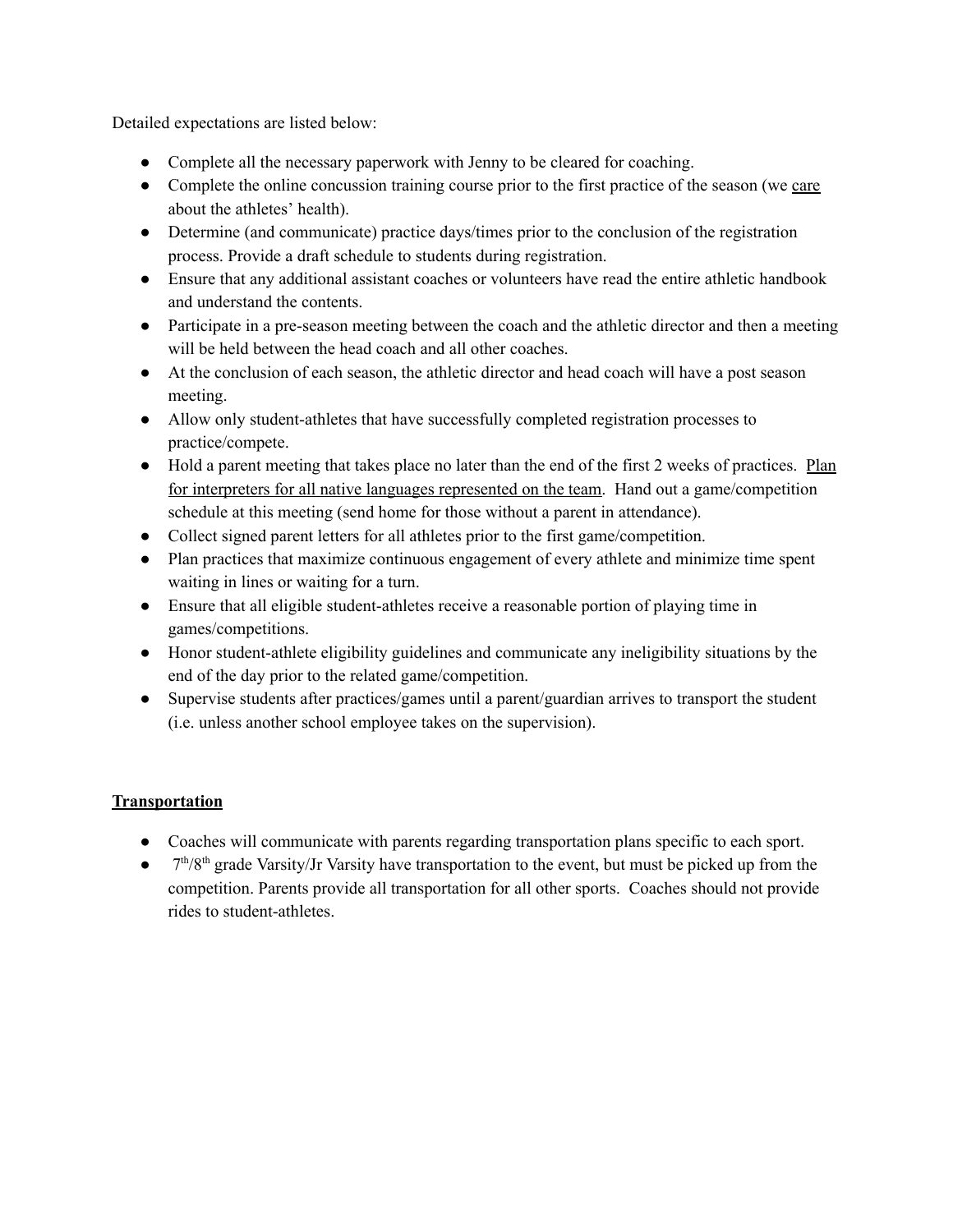Detailed expectations are listed below:

- Complete all the necessary paperwork with Jenny to be cleared for coaching.
- Complete the online concussion training course prior to the first practice of the season (we <u>care</u> about the athletes' health).
- Determine (and communicate) practice days/times prior to the conclusion of the registration process. Provide a draft schedule to students during registration.
- Ensure that any additional assistant coaches or volunteers have read the entire athletic handbook and understand the contents.
- Participate in a pre-season meeting between the coach and the athletic director and then a meeting will be held between the head coach and all other coaches.
- At the conclusion of each season, the athletic director and head coach will have a post season meeting.
- Allow only student-athletes that have successfully completed registration processes to practice/compete.
- Hold a parent meeting that takes place no later than the end of the first 2 weeks of practices. <u>Plan for interpreters for all native languages represented on the team</u>. Hand out a game/competition schedule at this meeting (send home for those without a parent in attendance).
- Collect signed parent letters for all athletes prior to the first game/competition.
- Plan practices that maximize continuous engagement of every athlete and minimize time spent waiting in lines or waiting for a turn.
- Ensure that all eligible student-athletes receive a reasonable portion of playing time in games/competitions.
- Honor student-athlete eligibility guidelines and communicate any ineligibility situations by the end of the day prior to the related game/competition.
- Supervise students after practices/games until a parent/guardian arrives to transport the student (i.e. unless another school employee takes on the supervision).

**<u>Transportation</u>**

- Coaches will communicate with parents regarding transportation plans specific to each sport.
- 7th/8th grade Varsity/Jr Varsity have transportation to the event, but must be picked up from the competition. Parents provide all transportation for all other sports. Coaches should not provide rides to student-athletes.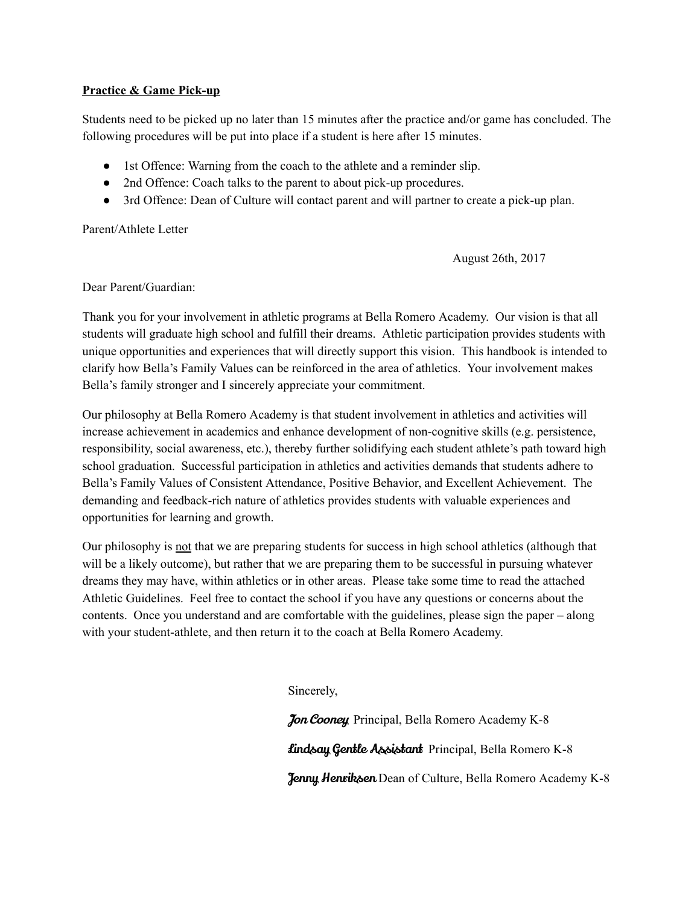**Practice & Game Pick-up**

Students need to be picked up no later than 15 minutes after the practice and/or game has concluded. The following procedures will be put into place if a student is here after 15 minutes.

- 1st Offence: Warning from the coach to the athlete and a reminder slip.
- 2nd Offence: Coach talks to the parent to about pick-up procedures.
- 3rd Offence: Dean of Culture will contact parent and will partner to create a pick-up plan.

Parent/Athlete Letter

August 26th, 2017

Dear Parent/Guardian:

Thank you for your involvement in athletic programs at Bella Romero Academy. Our vision is that all students will graduate high school and fulfill their dreams. Athletic participation provides students with unique opportunities and experiences that will directly support this vision. This handbook is intended to clarify how Bella's Family Values can be reinforced in the area of athletics. Your involvement makes Bella's family stronger and I sincerely appreciate your commitment.

Our philosophy at Bella Romero Academy is that student involvement in athletics and activities will increase achievement in academics and enhance development of non-cognitive skills (e.g. persistence, responsibility, social awareness, etc.), thereby further solidifying each student athlete's path toward high school graduation. Successful participation in athletics and activities demands that students adhere to Bella's Family Values of Consistent Attendance, Positive Behavior, and Excellent Achievement. The demanding and feedback-rich nature of athletics provides students with valuable experiences and opportunities for learning and growth.

Our philosophy is <u>not</u> that we are preparing students for success in high school athletics (although that will be a likely outcome), but rather that we are preparing them to be successful in pursuing whatever dreams they may have, within athletics or in other areas. Please take some time to read the attached Athletic Guidelines. Feel free to contact the school if you have any questions or concerns about the contents. Once you understand and are comfortable with the guidelines, please sign the paper – along with your student-athlete, and then return it to the coach at Bella Romero Academy.

Sincerely,

*Jon Cooney* Principal, Bella Romero Academy K-8

*Lindsay Gentle Assistant* Principal, Bella Romero K-8

*Jenny Henriksen* Dean of Culture, Bella Romero Academy K-8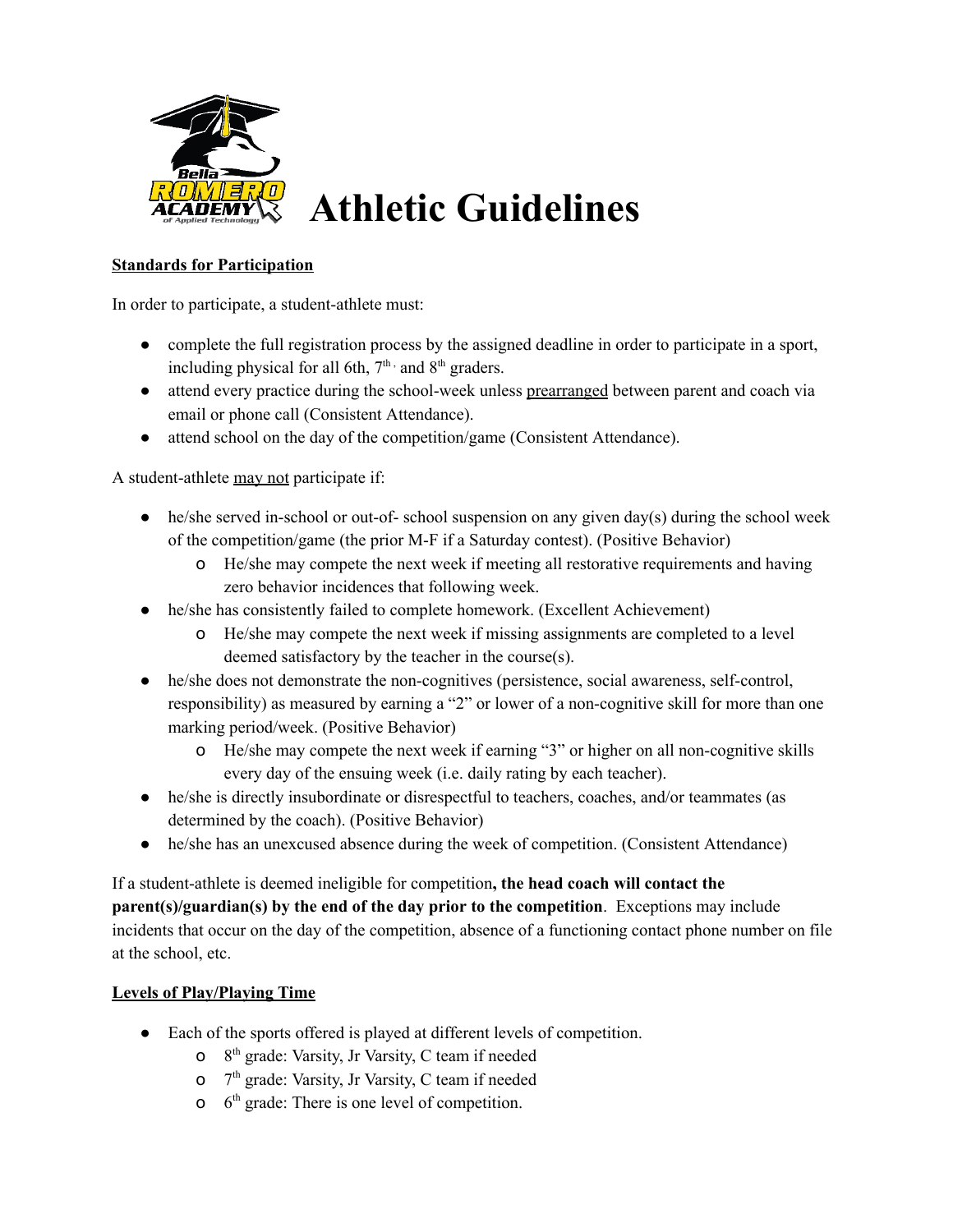# Athletic Guidelines

**Standards for Participation**

In order to participate, a student-athlete must:

- complete the full registration process by the assigned deadline in order to participate in a sport, including physical for all 6th, 7th, and 8th graders.
- attend every practice during the school-week unless prearranged between parent and coach via email or phone call (Consistent Attendance).
- attend school on the day of the competition/game (Consistent Attendance).

A student-athlete may not participate if:

- he/she served in-school or out-of- school suspension on any given day(s) during the school week of the competition/game (the prior M-F if a Saturday contest). (Positive Behavior)
  - He/she may compete the next week if meeting all restorative requirements and having zero behavior incidences that following week.
- he/she has consistently failed to complete homework. (Excellent Achievement)
  - He/she may compete the next week if missing assignments are completed to a level deemed satisfactory by the teacher in the course(s).
- he/she does not demonstrate the non-cognitives (persistence, social awareness, self-control, responsibility) as measured by earning a "2" or lower of a non-cognitive skill for more than one marking period/week. (Positive Behavior)
  - He/she may compete the next week if earning "3" or higher on all non-cognitive skills every day of the ensuing week (i.e. daily rating by each teacher).
- he/she is directly insubordinate or disrespectful to teachers, coaches, and/or teammates (as determined by the coach). (Positive Behavior)
- he/she has an unexcused absence during the week of competition. (Consistent Attendance)

If a student-athlete is deemed ineligible for competition**, the head coach will contact the parent(s)/guardian(s) by the end of the day prior to the competition**. Exceptions may include incidents that occur on the day of the competition, absence of a functioning contact phone number on file at the school, etc.

**Levels of Play/Playing Time**

- Each of the sports offered is played at different levels of competition.
  - 8th grade: Varsity, Jr Varsity, C team if needed
  - 7th grade: Varsity, Jr Varsity, C team if needed
  - 6th grade: There is one level of competition.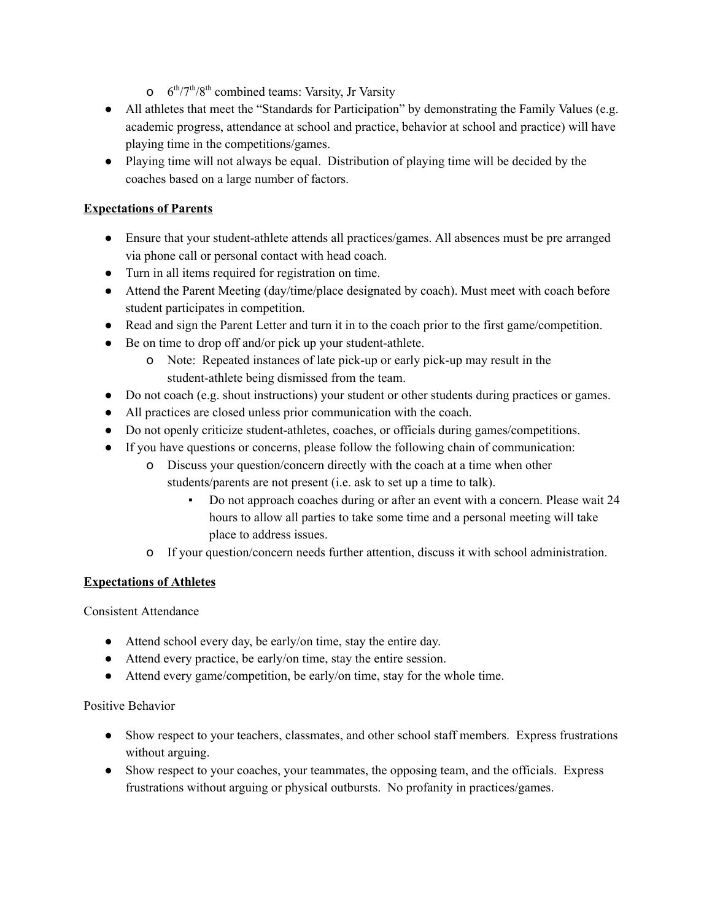- 6th/7th/8th combined teams: Varsity, Jr Varsity
- All athletes that meet the "Standards for Participation" by demonstrating the Family Values (e.g. academic progress, attendance at school and practice, behavior at school and practice) will have playing time in the competitions/games.
- Playing time will not always be equal. Distribution of playing time will be decided by the coaches based on a large number of factors.

**Expectations of Parents**

- Ensure that your student-athlete attends all practices/games. All absences must be pre arranged via phone call or personal contact with head coach.
- Turn in all items required for registration on time.
- Attend the Parent Meeting (day/time/place designated by coach). Must meet with coach before student participates in competition.
- Read and sign the Parent Letter and turn it in to the coach prior to the first game/competition.
- Be on time to drop off and/or pick up your student-athlete.
   - Note: Repeated instances of late pick-up or early pick-up may result in the student-athlete being dismissed from the team.
- Do not coach (e.g. shout instructions) your student or other students during practices or games.
- All practices are closed unless prior communication with the coach.
- Do not openly criticize student-athletes, coaches, or officials during games/competitions.
- If you have questions or concerns, please follow the following chain of communication:
   - Discuss your question/concern directly with the coach at a time when other students/parents are not present (i.e. ask to set up a time to talk).
      - Do not approach coaches during or after an event with a concern. Please wait 24 hours to allow all parties to take some time and a personal meeting will take place to address issues.
   - If your question/concern needs further attention, discuss it with school administration.

**Expectations of Athletes**

Consistent Attendance

- Attend school every day, be early/on time, stay the entire day.
- Attend every practice, be early/on time, stay the entire session.
- Attend every game/competition, be early/on time, stay for the whole time.

Positive Behavior

- Show respect to your teachers, classmates, and other school staff members. Express frustrations without arguing.
- Show respect to your coaches, your teammates, the opposing team, and the officials. Express frustrations without arguing or physical outbursts. No profanity in practices/games.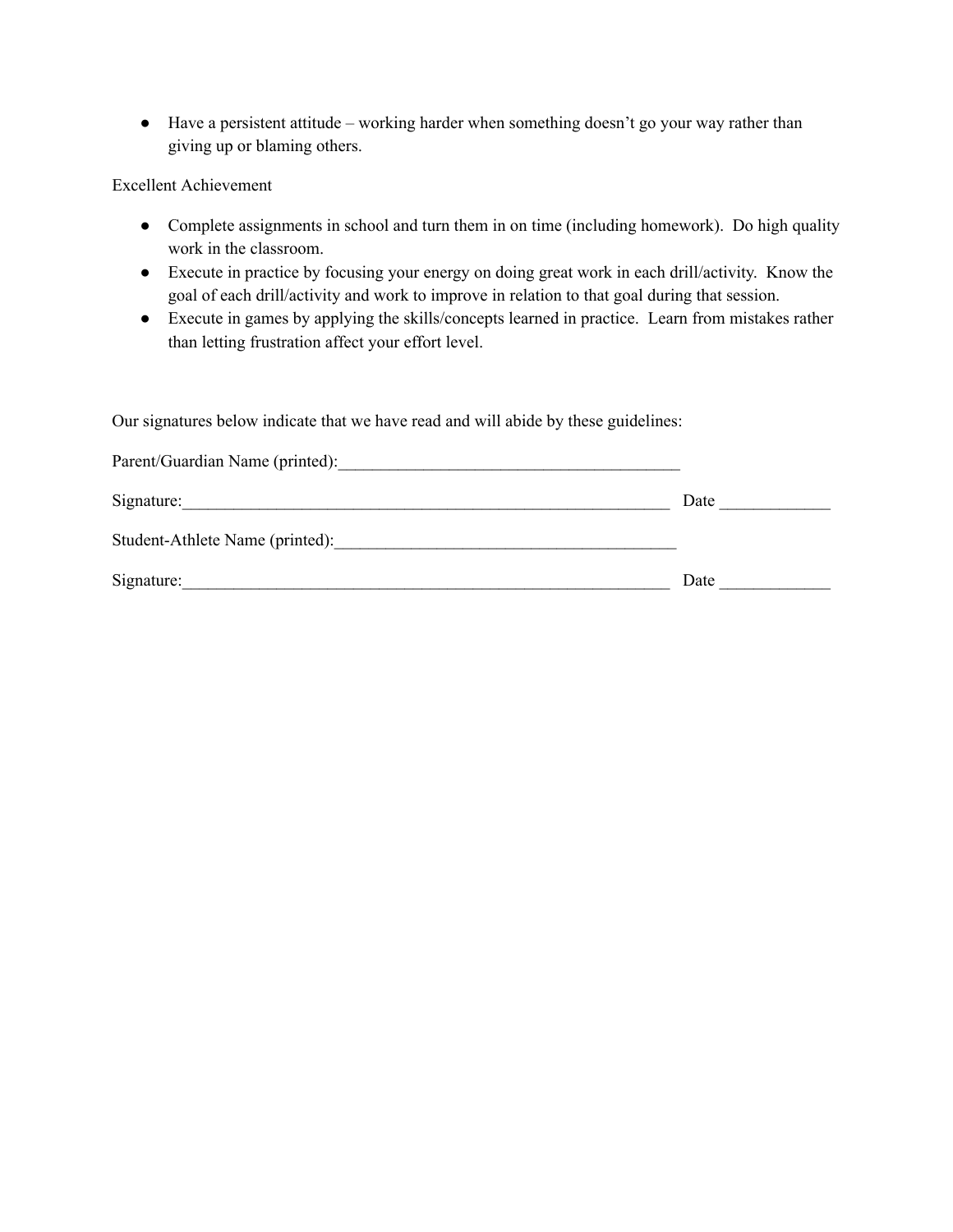- Have a persistent attitude – working harder when something doesn't go your way rather than giving up or blaming others.

Excellent Achievement

- Complete assignments in school and turn them in on time (including homework). Do high quality work in the classroom.
- Execute in practice by focusing your energy on doing great work in each drill/activity. Know the goal of each drill/activity and work to improve in relation to that goal during that session.
- Execute in games by applying the skills/concepts learned in practice. Learn from mistakes rather than letting frustration affect your effort level.

Our signatures below indicate that we have read and will abide by these guidelines:

Parent/Guardian Name (printed):_________________________________________

Signature:___________________________________________________________ Date _____________

Student-Athlete Name (printed):_________________________________________

Signature:___________________________________________________________ Date _____________